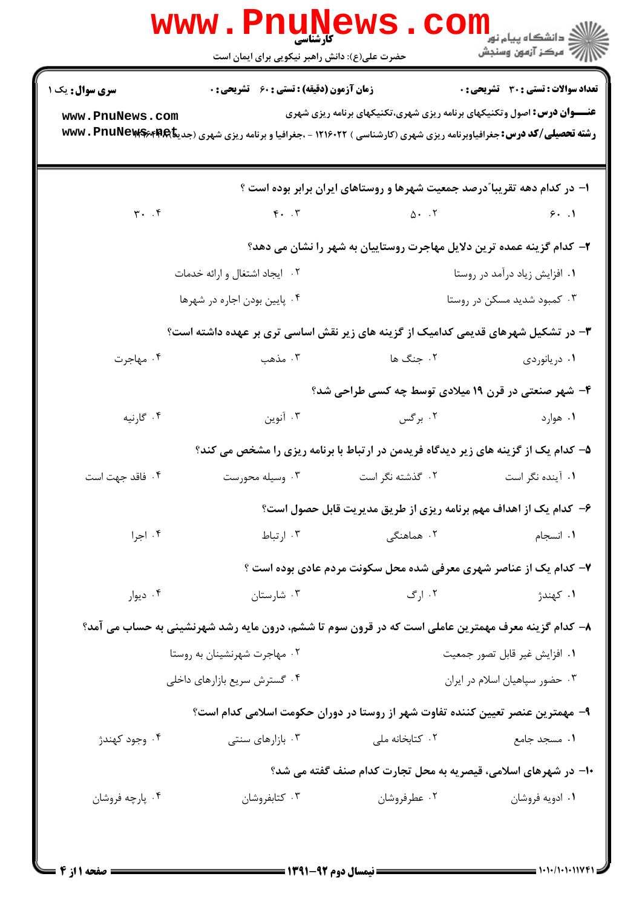کارشناسی

حضرت علی(ع): دانش راهبر نیکویی برای ایمان است

دانشگاه پیام نور
مرکز آزمون وسنجش

**سری سوال:** یک ۱ | **زمان آزمون (دقیقه) : تستی : ۶۰ تشریحی : ۰** | **تعداد سوالات : تستی : ۳۰ تشریحی : ۰**

**عنـــوان درس:** اصول وتکنیکهای برنامه ریزی شهری،تکنیکهای برنامه ریزی شهری

**رشته تحصیلی/کد درس:** جغرافیاوبرنامه ریزی شهری (کارشناسی ) ۱۲۱۶۰۲۲ - ،جغرافیا و برنامه ریزی شهری (جدید)

۱- در کدام دهه تقریباً درصد جمعیت شهرها و روستاهای ایران برابر بوده است ؟

۱. ۶۰ &nbsp;&nbsp; ۲. ۵۰ &nbsp;&nbsp; ۳. ۴۰ &nbsp;&nbsp; ۴. ۳۰

۲- کدام گزینه عمده ترین دلایل مهاجرت روستاییان به شهر را نشان می دهد؟

۱. افزایش زیاد درآمد در روستا
۲. ایجاد اشتغال و ارائه خدمات
۳. کمبود شدید مسکن در روستا
۴. پایین بودن اجاره در شهرها

۳- در تشکیل شهرهای قدیمی کدامیک از گزینه های زیر نقش اساسی تری بر عهده داشته است؟

۱. دریانوردی &nbsp;&nbsp; ۲. جنگ ها &nbsp;&nbsp; ۳. مذهب &nbsp;&nbsp; ۴. مهاجرت

۴- شهر صنعتی در قرن ۱۹ میلادی توسط چه کسی طراحی شد؟

۱. هوارد &nbsp;&nbsp; ۲. برگس &nbsp;&nbsp; ۳. آنوین &nbsp;&nbsp; ۴. گارنیه

۵- کدام یک از گزینه های زیر دیدگاه فریدمن در ارتباط با برنامه ریزی را مشخص می کند؟

۱. آینده نگر است &nbsp;&nbsp; ۲. گذشته نگر است &nbsp;&nbsp; ۳. وسیله محورست &nbsp;&nbsp; ۴. فاقد جهت است

۶- کدام یک از اهداف مهم برنامه ریزی از طریق مدیریت قابل حصول است؟

۱. انسجام &nbsp;&nbsp; ۲. هماهنگی &nbsp;&nbsp; ۳. ارتباط &nbsp;&nbsp; ۴. اجرا

۷- کدام یک از عناصر شهری معرفی شده محل سکونت مردم عادی بوده است ؟

۱. کهندژ &nbsp;&nbsp; ۲. ارگ &nbsp;&nbsp; ۳. شارستان &nbsp;&nbsp; ۴. دیوار

۸- کدام گزینه معرف مهمترین عاملی است که در قرون سوم تا ششم، درون مایه رشد شهرنشینی به حساب می آمد؟

۱. افزایش غیر قابل تصور جمعیت
۲. مهاجرت شهرنشینان به روستا
۳. حضور سپاهیان اسلام در ایران
۴. گسترش سریع بازارهای داخلی

۹- مهمترین عنصر تعیین کننده تفاوت شهر از روستا در دوران حکومت اسلامی کدام است؟

۱. مسجد جامع &nbsp;&nbsp; ۲. کتابخانه ملی &nbsp;&nbsp; ۳. بازارهای سنتی &nbsp;&nbsp; ۴. وجود کهندژ

۱۰- در شهرهای اسلامی، قیصریه به محل تجارت کدام صنف گفته می شد؟

۱. ادویه فروشان &nbsp;&nbsp; ۲. عطرفروشان &nbsp;&nbsp; ۳. کتابفروشان &nbsp;&nbsp; ۴. پارچه فروشان

نیمسال دوم ۹۲-۱۳۹۱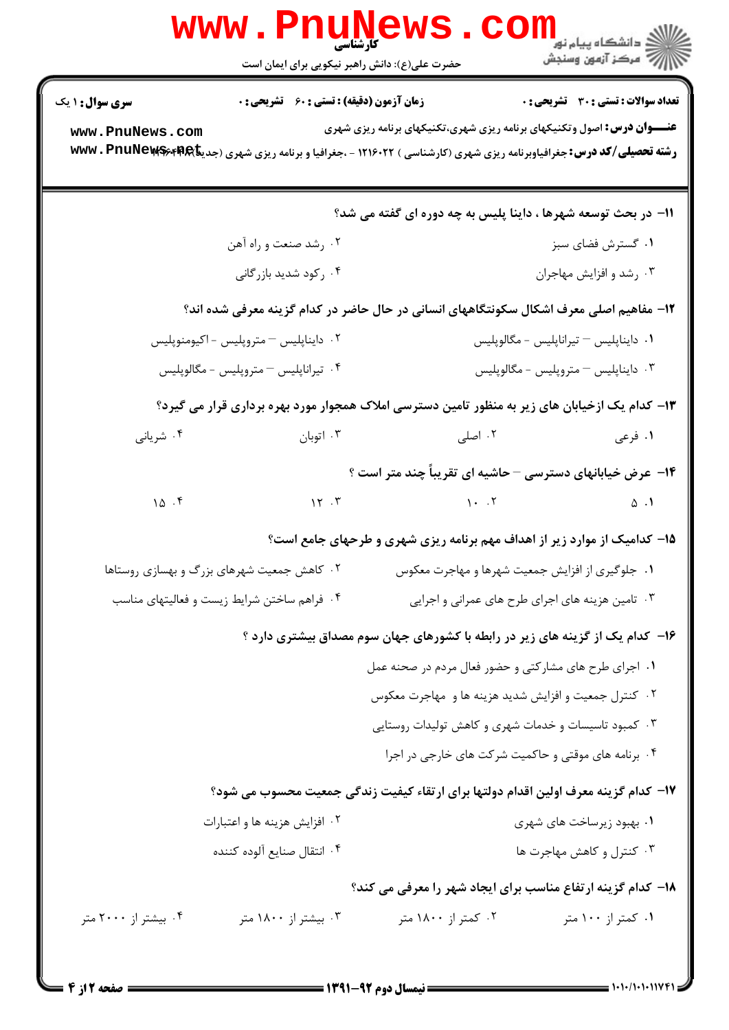**تعداد سوالات : تستی : ۳۰ تشریحی : ۰** | **زمان آزمون (دقیقه) : تستی : ۶۰ تشریحی : ۰** | **سری سوال : ۱ یک**

**عنـــوان درس:** اصول وتکنیکهای برنامه ریزی شهری،تکنیکهای برنامه ریزی شهری

**رشته تحصیلی/کد درس:** جغرافیاوبرنامه ریزی شهری (کارشناسی ) ۱۲۱۶۰۲۲ - ،جغرافیا و برنامه ریزی شهری (جدید) ۱۲۱۶۴۴۳

**۱۱- در بحث توسعه شهرها ، داینا پلیس به چه دوره ای گفته می شد؟**

۱. گسترش فضای سبز

۲. رشد صنعت و راه آهن

۳. رشد و افزایش مهاجران

۴. رکود شدید بازرگانی

**۱۲- مفاهیم اصلی معرف اشکال سکونتگاههای انسانی در حال حاضر در کدام گزینه معرفی شده اند؟**

۱. داینابلیس – تیرانابلیس - مگالوپلیس

۲. دینابلیس – متروپلیس - اکیومنوپلیس

۳. دینابلیس – متروپلیس - مگالوپلیس

۴. تیرانابلیس – متروپلیس - مگالوپلیس

**۱۳- کدام یک ازخیابان های زیر به منظور تامین دسترسی املاک همجوار مورد بهره برداری قرار می گیرد؟**

۱. فرعی

۲. اصلی

۳. اتوبان

۴. شریانی

**۱۴- عرض خیابانهای دسترسی – حاشیه ای تقریباً چند متر است ؟**

۱. ۵

۲. ۱۰

۳. ۱۲

۴. ۱۵

**۱۵- کدامیک از موارد زیر از اهداف مهم برنامه ریزی شهری و طرحهای جامع است؟**

۱. جلوگیری از افزایش جمعیت شهرها و مهاجرت معکوس

۲. کاهش جمعیت شهرهای بزرگ و بهسازی روستاها

۳. تامین هزینه های اجرای طرح های عمرانی و اجرایی

۴. فراهم ساختن شرایط زیست و فعالیتهای مناسب

**۱۶- کدام یک از گزینه های زیر در رابطه با کشورهای جهان سوم مصداق بیشتری دارد ؟**

۱. اجرای طرح های مشارکتی و حضور فعال مردم در صحنه عمل

۲. کنترل جمعیت و افزایش شدید هزینه ها و مهاجرت معکوس

۳. کمبود تاسیسات و خدمات شهری و کاهش تولیدات روستایی

۴. برنامه های موقتی و حاکمیت شرکت های خارجی در اجرا

**۱۷- کدام گزینه معرف اولین اقدام دولتها برای ارتقاء کیفیت زندگی جمعیت محسوب می شود؟**

۱. بهبود زیرساخت های شهری

۲. افزایش هزینه ها و اعتبارات

۳. کنترل و کاهش مهاجرت ها

۴. انتقال صنایع آلوده کننده

**۱۸- کدام گزینه ارتفاع مناسب برای ایجاد شهر را معرفی می کند؟**

۱. کمتر از ۱۰۰ متر

۲. کمتر از ۱۸۰۰ متر

۳. بیشتر از ۱۸۰۰ متر

۴. بیشتر از ۲۰۰۰ متر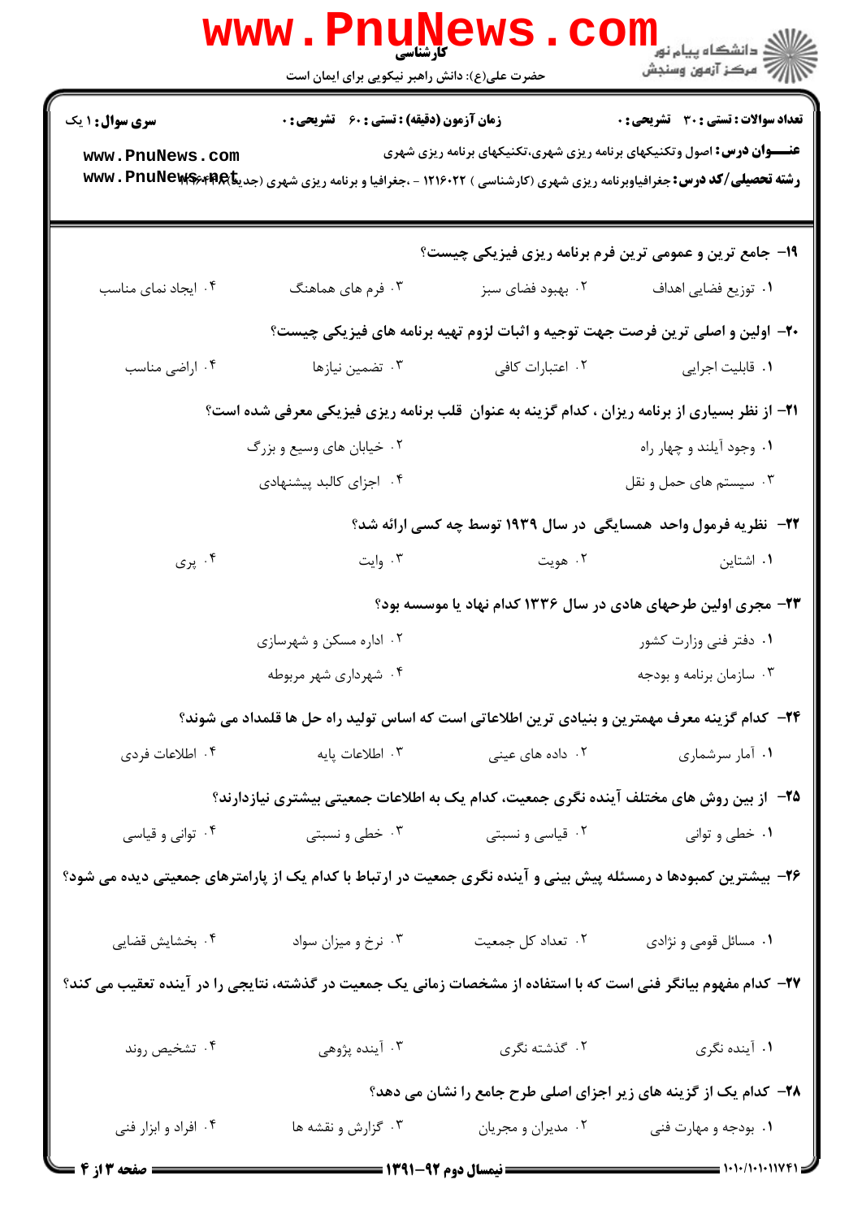**تعداد سوالات: تستی: ۳۰ تشریحی: ۰** | **زمان آزمون (دقیقه): تستی: ۶۰ تشریحی: ۰** | **سری سوال: ۱ یک**

**عنـــوان درس:** اصول وتکنیکهای برنامه ریزی شهری،تکنیکهای برنامه ریزی شهری

**رشته تحصیلی/کد درس:** جغرافیاوبرنامه ریزی شهری (کارشناسی ) ۱۲۱۶۰۲۲ - ،جغرافیا و برنامه ریزی شهری (جدید)۱۲۱۶۴۴۷

۱۹- جامع ترین و عمومی ترین فرم برنامه ریزی فیزیکی چیست؟

۱. توزیع فضایی اهداف
۲. بهبود فضای سبز
۳. فرم های هماهنگ
۴. ایجاد نمای مناسب

۲۰- اولین و اصلی ترین فرصت جهت توجیه و اثبات لزوم تهیه برنامه های فیزیکی چیست؟

۱. قابلیت اجرایی
۲. اعتبارات کافی
۳. تضمین نیازها
۴. اراضی مناسب

۲۱- از نظر بسیاری از برنامه ریزان ، کدام گزینه به عنوان قلب برنامه ریزی فیزیکی معرفی شده است؟

۱. وجود آیلند و چهار راه
۲. خیابان های وسیع و بزرگ
۳. سیستم های حمل و نقل
۴. اجزای کالبد پیشنهادی

۲۲- نظریه فرمول واحد همسایگی در سال ۱۹۳۹ توسط چه کسی ارائه شد؟

۱. اشتاین
۲. هویت
۳. وایت
۴. پری

۲۳- مجری اولین طرحهای هادی در سال ۱۳۳۶ کدام نهاد یا موسسه بود؟

۱. دفتر فنی وزارت کشور
۲. اداره مسکن و شهرسازی
۳. سازمان برنامه و بودجه
۴. شهرداری شهر مربوطه

۲۴- کدام گزینه معرف مهمترین و بنیادی ترین اطلاعاتی است که اساس تولید راه حل ها قلمداد می شوند؟

۱. آمار سرشماری
۲. داده های عینی
۳. اطلاعات پایه
۴. اطلاعات فردی

۲۵- از بین روش های مختلف آینده نگری جمعیت، کدام یک به اطلاعات جمعیتی بیشتری نیازدارند؟

۱. خطی و توانی
۲. قیاسی و نسبتی
۳. خطی و نسبتی
۴. توانی و قیاسی

۲۶- بیشترین کمبودها د رمسئله پیش بینی و آینده نگری جمعیت در ارتباط با کدام یک از پارامترهای جمعیتی دیده می شود؟

۱. مسائل قومی و نژادی
۲. تعداد کل جمعیت
۳. نرخ و میزان سواد
۴. بخشایش قضایی

۲۷- کدام مفهوم بیانگر فنی است که با استفاده از مشخصات زمانی یک جمعیت در گذشته، نتایجی را در آینده تعقیب می کند؟

۱. آینده نگری
۲. گذشته نگری
۳. آینده پژوهی
۴. تشخیص روند

۲۸- کدام یک از گزینه های زیر اجزای اصلی طرح جامع را نشان می دهد؟

۱. بودجه و مهارت فنی
۲. مدیران و مجریان
۳. گزارش و نقشه ها
۴. افراد و ابزار فنی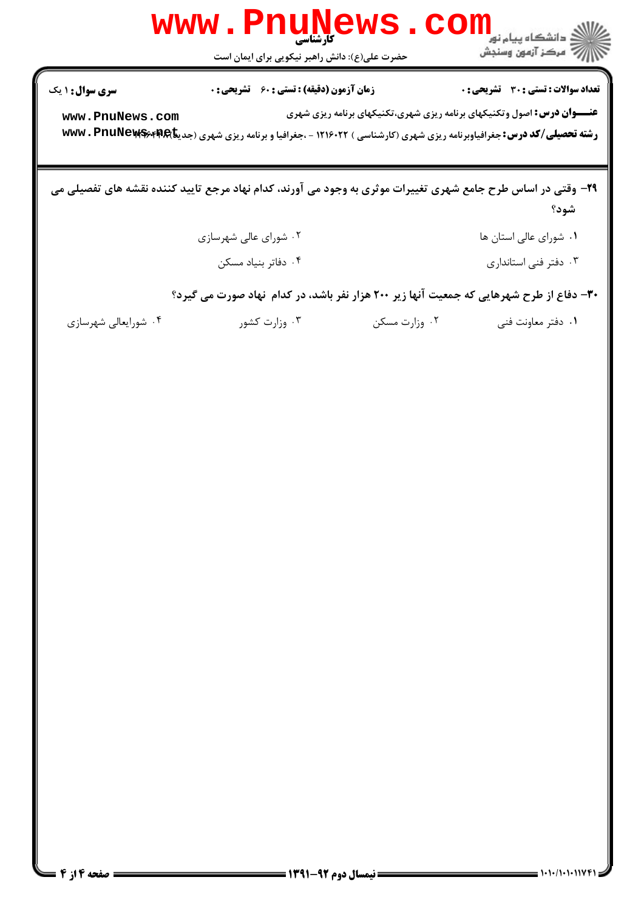۲۹- وقتی در اساس طرح جامع شهری تغییرات موثری به وجود می آورند، کدام نهاد مرجع تایید کننده نقشه های تفصیلی می شود؟

۱. شورای عالی استان ها

۲. شورای عالی شهرسازی

۳. دفتر فنی استانداری

۴. دفاتر بنیاد مسکن

۳۰- دفاع از طرح شهرهایی که جمعیت آنها زیر ۲۰۰ هزار نفر باشد، در کدام نهاد صورت می گیرد؟

۱. دفتر معاونت فنی

۲. وزارت مسکن

۳. وزارت کشور

۴. شورایعالی شهرسازی